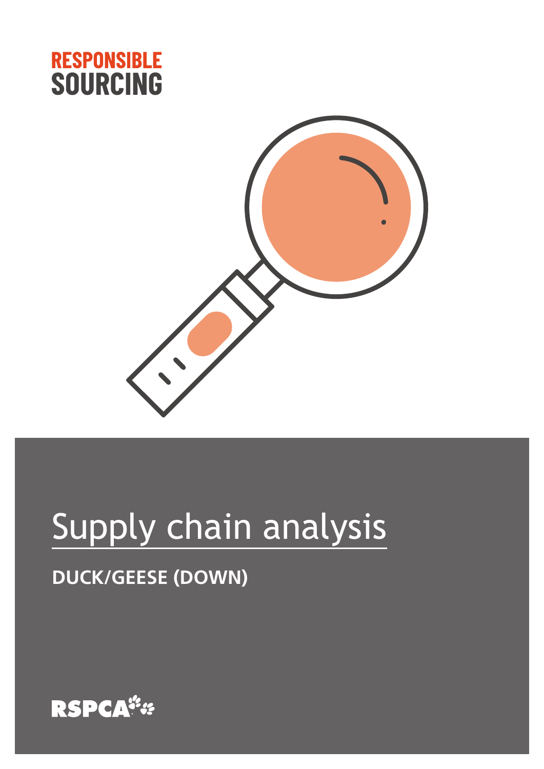RESPONSIBLE SOURCING

# Supply chain analysis

## DUCK/GEESE (DOWN)

RSPCA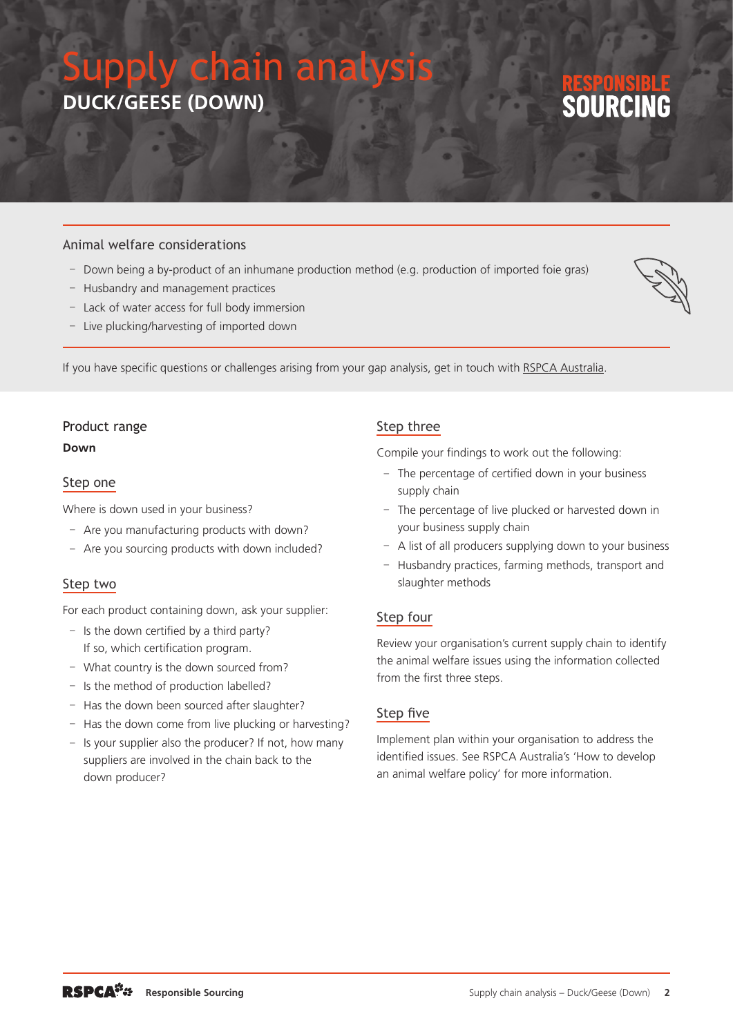# Supply chain analysis

## DUCK/GEESE (DOWN)

RESPONSIBLE SOURCING

### Animal welfare considerations

- Down being a by-product of an inhumane production method (e.g. production of imported foie gras)
- Husbandry and management practices
- Lack of water access for full body immersion
- Live plucking/harvesting of imported down

If you have specific questions or challenges arising from your gap analysis, get in touch with RSPCA Australia.

### Product range

**Down**

### Step one

Where is down used in your business?

- Are you manufacturing products with down?
- Are you sourcing products with down included?

### Step two

For each product containing down, ask your supplier:

- Is the down certified by a third party? If so, which certification program.
- What country is the down sourced from?
- Is the method of production labelled?
- Has the down been sourced after slaughter?
- Has the down come from live plucking or harvesting?
- Is your supplier also the producer? If not, how many suppliers are involved in the chain back to the down producer?

### Step three

Compile your findings to work out the following:

- The percentage of certified down in your business supply chain
- The percentage of live plucked or harvested down in your business supply chain
- A list of all producers supplying down to your business
- Husbandry practices, farming methods, transport and slaughter methods

### Step four

Review your organisation's current supply chain to identify the animal welfare issues using the information collected from the first three steps.

### Step five

Implement plan within your organisation to address the identified issues. See RSPCA Australia's 'How to develop an animal welfare policy' for more information.